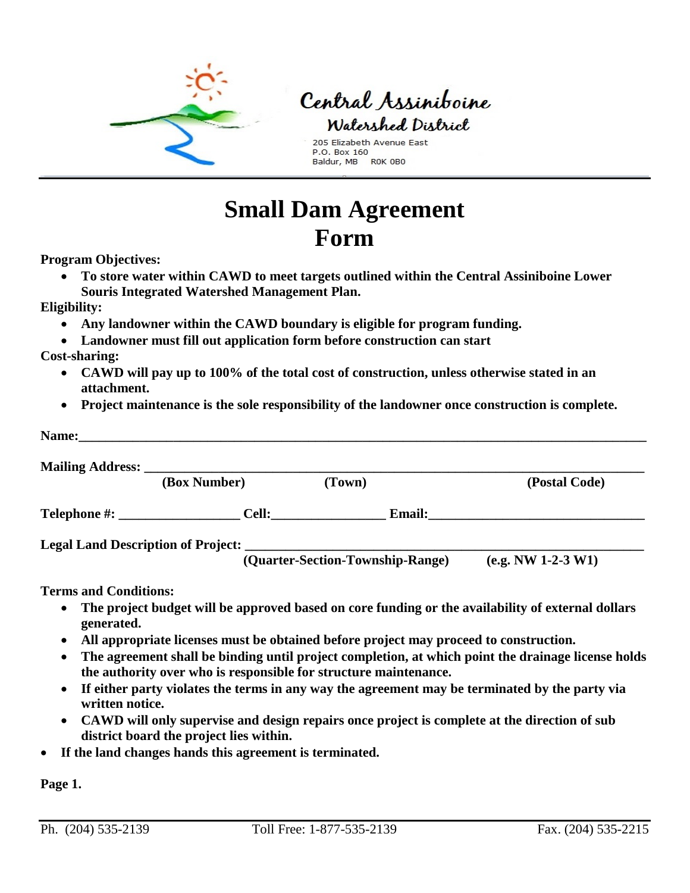Central Assiniboine
Watershed District
205 Elizabeth Avenue East
P.O. Box 160
Baldur, MB R0K 0B0

# Small Dam Agreement Form

**Program Objectives:**

- **To store water within CAWD to meet targets outlined within the Central Assiniboine Lower Souris Integrated Watershed Management Plan.**

**Eligibility:**

- **Any landowner within the CAWD boundary is eligible for program funding.**
- **Landowner must fill out application form before construction can start**

**Cost-sharing:**

- **CAWD will pay up to 100% of the total cost of construction, unless otherwise stated in an attachment.**
- **Project maintenance is the sole responsibility of the landowner once construction is complete.**

**Name:**______________________________________________________________________

**Mailing Address:** ____________________________________________________________
**(Box Number)** **(Town)** **(Postal Code)**

**Telephone #:** __________________ **Cell:**_________________ **Email:**________________________________

**Legal Land Description of Project:** ____________________________________________
**(Quarter-Section-Township-Range)** **(e.g. NW 1-2-3 W1)**

**Terms and Conditions:**

- **The project budget will be approved based on core funding or the availability of external dollars generated.**
- **All appropriate licenses must be obtained before project may proceed to construction.**
- **The agreement shall be binding until project completion, at which point the drainage license holds the authority over who is responsible for structure maintenance.**
- **If either party violates the terms in any way the agreement may be terminated by the party via written notice.**
- **CAWD will only supervise and design repairs once project is complete at the direction of sub district board the project lies within.**
- **If the land changes hands this agreement is terminated.**

**Page 1.**

Ph. (204) 535-2139 Toll Free: 1-877-535-2139 Fax. (204) 535-2215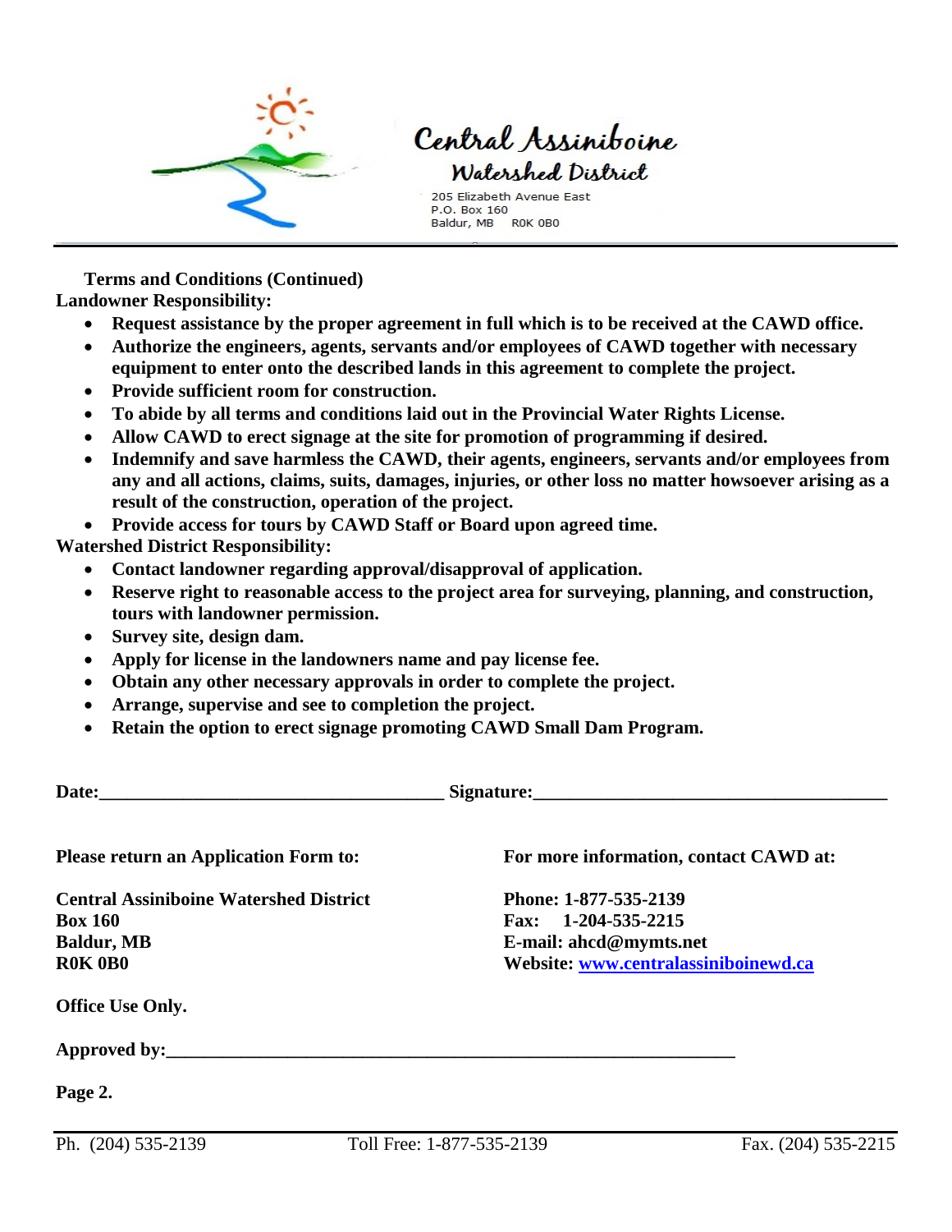**Central Assiniboine Watershed District**

205 Elizabeth Avenue East
P.O. Box 160
Baldur, MB R0K 0B0

**Terms and Conditions (Continued)**

**Landowner Responsibility:**

- **Request assistance by the proper agreement in full which is to be received at the CAWD office.**
- **Authorize the engineers, agents, servants and/or employees of CAWD together with necessary equipment to enter onto the described lands in this agreement to complete the project.**
- **Provide sufficient room for construction.**
- **To abide by all terms and conditions laid out in the Provincial Water Rights License.**
- **Allow CAWD to erect signage at the site for promotion of programming if desired.**
- **Indemnify and save harmless the CAWD, their agents, engineers, servants and/or employees from any and all actions, claims, suits, damages, injuries, or other loss no matter howsoever arising as a result of the construction, operation of the project.**
- **Provide access for tours by CAWD Staff or Board upon agreed time.**

**Watershed District Responsibility:**

- **Contact landowner regarding approval/disapproval of application.**
- **Reserve right to reasonable access to the project area for surveying, planning, and construction, tours with landowner permission.**
- **Survey site, design dam.**
- **Apply for license in the landowners name and pay license fee.**
- **Obtain any other necessary approvals in order to complete the project.**
- **Arrange, supervise and see to completion the project.**
- **Retain the option to erect signage promoting CAWD Small Dam Program.**

**Date:**\_\_\_\_\_\_\_\_\_\_\_\_\_\_\_\_\_\_\_\_\_\_\_\_\_\_\_\_\_\_\_\_\_\_\_\_\_\_ **Signature:**\_\_\_\_\_\_\_\_\_\_\_\_\_\_\_\_\_\_\_\_\_\_\_\_\_\_\_\_\_\_\_\_\_\_\_\_\_\_\_

**Please return an Application Form to:**

**Central Assiniboine Watershed District**
**Box 160**
**Baldur, MB**
**R0K 0B0**

**For more information, contact CAWD at:**

**Phone: 1-877-535-2139**
**Fax: 1-204-535-2215**
**E-mail: ahcd@mymts.net**
**Website: www.centralassiniboinewd.ca**

**Office Use Only.**

**Approved by:**\_\_\_\_\_\_\_\_\_\_\_\_\_\_\_\_\_\_\_\_\_\_\_\_\_\_\_\_\_\_\_\_\_\_\_\_\_\_\_\_\_\_\_\_\_\_\_\_\_\_\_\_\_\_\_\_\_\_\_\_\_\_

**Page 2.**

Ph. (204) 535-2139 Toll Free: 1-877-535-2139 Fax. (204) 535-2215